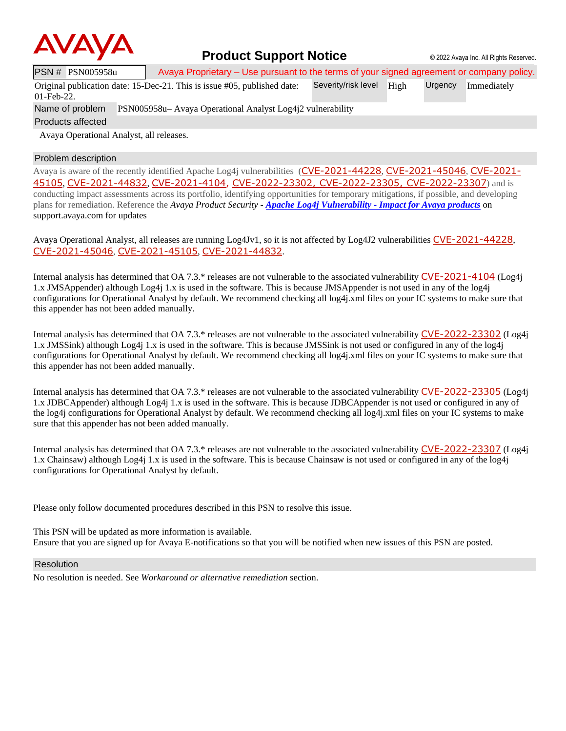# Product Support Notice

© 2022 Avaya Inc. All Rights Reserved.

| PSN # PSN005958u | Avaya Proprietary – Use pursuant to the terms of your signed agreement or company policy. | | | |
|---|---|---|---|---|
| Original publication date: 15-Dec-21. This is issue #05, published date: 01-Feb-22. | Severity/risk level | High | Urgency | Immediately |

**Name of problem** PSN005958u– Avaya Operational Analyst Log4j2 vulnerability

## Products affected

Avaya Operational Analyst, all releases.

## Problem description

Avaya is aware of the recently identified Apache Log4j vulnerabilities (CVE-2021-44228, CVE-2021-45046, CVE-2021-45105, CVE-2021-44832, CVE-2021-4104, CVE-2022-23302, CVE-2022-23305, CVE-2022-23307) and is conducting impact assessments across its portfolio, identifying opportunities for temporary mitigations, if possible, and developing plans for remediation. Reference the *Avaya Product Security - **Apache Log4j Vulnerability - Impact for Avaya products*** on support.avaya.com for updates

Avaya Operational Analyst, all releases are running Log4Jv1, so it is not affected by Log4J2 vulnerabilities CVE-2021-44228, CVE-2021-45046, CVE-2021-45105, CVE-2021-44832.

Internal analysis has determined that OA 7.3.* releases are not vulnerable to the associated vulnerability CVE-2021-4104 (Log4j 1.x JMSAppender) although Log4j 1.x is used in the software. This is because JMSAppender is not used in any of the log4j configurations for Operational Analyst by default. We recommend checking all log4j.xml files on your IC systems to make sure that this appender has not been added manually.

Internal analysis has determined that OA 7.3.* releases are not vulnerable to the associated vulnerability CVE-2022-23302 (Log4j 1.x JMSSink) although Log4j 1.x is used in the software. This is because JMSSink is not used or configured in any of the log4j configurations for Operational Analyst by default. We recommend checking all log4j.xml files on your IC systems to make sure that this appender has not been added manually.

Internal analysis has determined that OA 7.3.* releases are not vulnerable to the associated vulnerability CVE-2022-23305 (Log4j 1.x JDBCAppender) although Log4j 1.x is used in the software. This is because JDBCAppender is not used or configured in any of the log4j configurations for Operational Analyst by default. We recommend checking all log4j.xml files on your IC systems to make sure that this appender has not been added manually.

Internal analysis has determined that OA 7.3.* releases are not vulnerable to the associated vulnerability CVE-2022-23307 (Log4j 1.x Chainsaw) although Log4j 1.x is used in the software. This is because Chainsaw is not used or configured in any of the log4j configurations for Operational Analyst by default.

Please only follow documented procedures described in this PSN to resolve this issue.

This PSN will be updated as more information is available.
Ensure that you are signed up for Avaya E-notifications so that you will be notified when new issues of this PSN are posted.

## Resolution

No resolution is needed. See *Workaround or alternative remediation* section.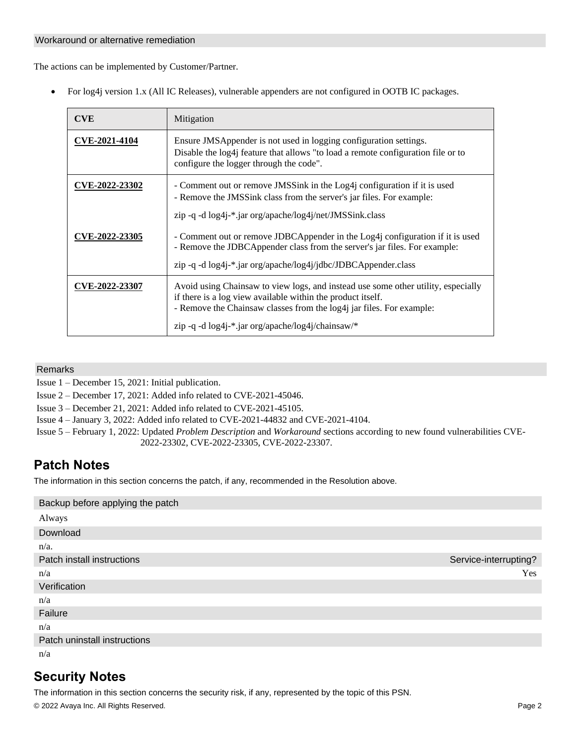### Workaround or alternative remediation

The actions can be implemented by Customer/Partner.

- For log4j version 1.x (All IC Releases), vulnerable appenders are not configured in OOTB IC packages.

| CVE | Mitigation |
|---|---|
| **CVE-2021-4104** | Ensure JMSAppender is not used in logging configuration settings.<br>Disable the log4j feature that allows "to load a remote configuration file or to configure the logger through the code". |
| **CVE-2022-23302** | - Comment out or remove JMSSink in the Log4j configuration if it is used<br>- Remove the JMSSink class from the server's jar files. For example:<br>zip -q -d log4j-*.jar org/apache/log4j/net/JMSSink.class |
| **CVE-2022-23305** | - Comment out or remove JDBCAppender in the Log4j configuration if it is used<br>- Remove the JDBCAppender class from the server's jar files. For example:<br>zip -q -d log4j-*.jar org/apache/log4j/jdbc/JDBCAppender.class |
| **CVE-2022-23307** | Avoid using Chainsaw to view logs, and instead use some other utility, especially if there is a log view available within the product itself.<br>- Remove the Chainsaw classes from the log4j jar files. For example:<br>zip -q -d log4j-*.jar org/apache/log4j/chainsaw/* |

### Remarks

Issue 1 – December 15, 2021: Initial publication.
Issue 2 – December 17, 2021: Added info related to CVE-2021-45046.
Issue 3 – December 21, 2021: Added info related to CVE-2021-45105.
Issue 4 – January 3, 2022: Added info related to CVE-2021-44832 and CVE-2021-4104.
Issue 5 – February 1, 2022: Updated *Problem Description* and *Workaround* sections according to new found vulnerabilities CVE-2022-23302, CVE-2022-23305, CVE-2022-23307.

## Patch Notes

The information in this section concerns the patch, if any, recommended in the Resolution above.

### Backup before applying the patch

Always

### Download

n/a.

### Patch install instructions — Service-interrupting?

n/a — Yes

### Verification

n/a

### Failure

n/a

### Patch uninstall instructions

n/a

## Security Notes

The information in this section concerns the security risk, if any, represented by the topic of this PSN.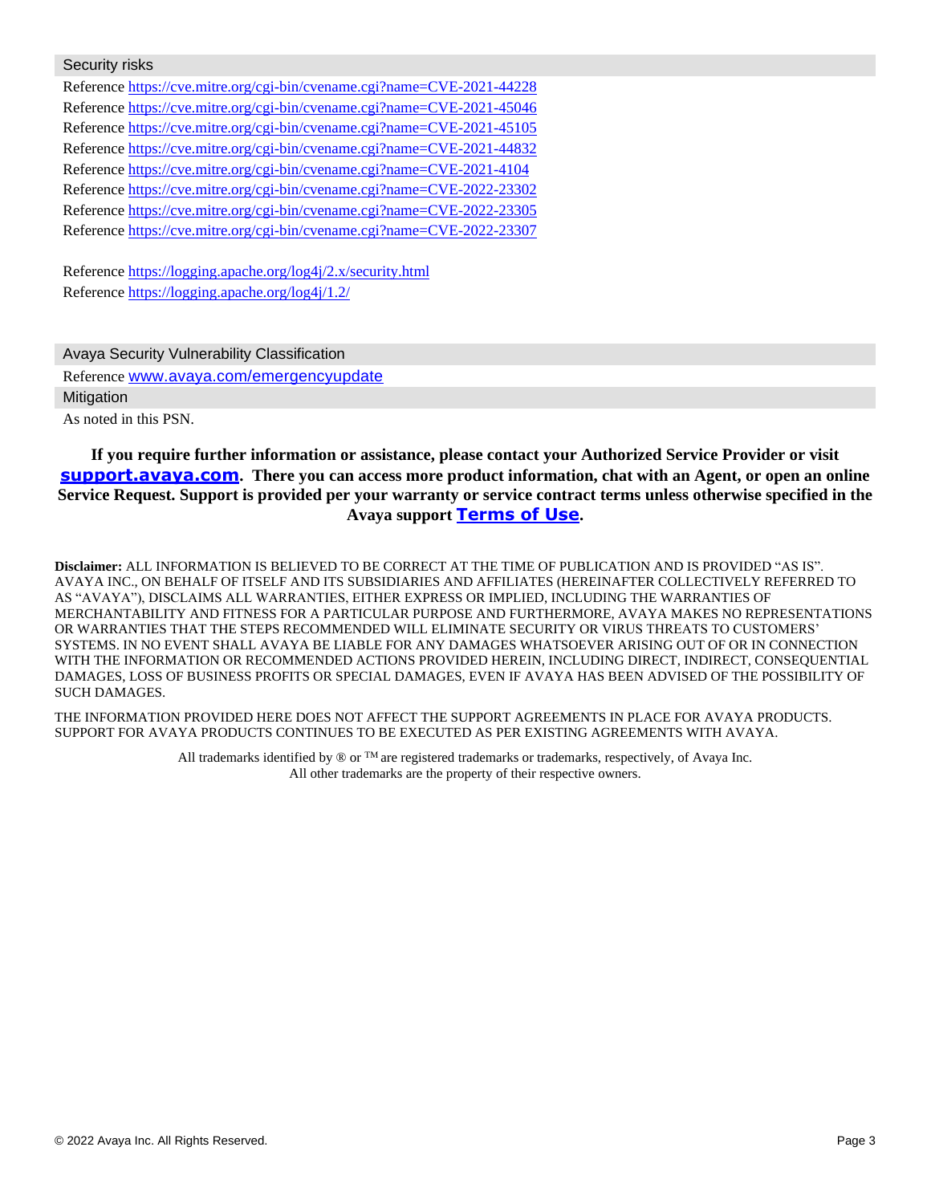### Security risks

Reference https://cve.mitre.org/cgi-bin/cvename.cgi?name=CVE-2021-44228
Reference https://cve.mitre.org/cgi-bin/cvename.cgi?name=CVE-2021-45046
Reference https://cve.mitre.org/cgi-bin/cvename.cgi?name=CVE-2021-45105
Reference https://cve.mitre.org/cgi-bin/cvename.cgi?name=CVE-2021-44832
Reference https://cve.mitre.org/cgi-bin/cvename.cgi?name=CVE-2021-4104
Reference https://cve.mitre.org/cgi-bin/cvename.cgi?name=CVE-2022-23302
Reference https://cve.mitre.org/cgi-bin/cvename.cgi?name=CVE-2022-23305
Reference https://cve.mitre.org/cgi-bin/cvename.cgi?name=CVE-2022-23307

Reference https://logging.apache.org/log4j/2.x/security.html
Reference https://logging.apache.org/log4j/1.2/

### Avaya Security Vulnerability Classification

Reference www.avaya.com/emergencyupdate

### Mitigation

As noted in this PSN.

**If you require further information or assistance, please contact your Authorized Service Provider or visit support.avaya.com. There you can access more product information, chat with an Agent, or open an online Service Request. Support is provided per your warranty or service contract terms unless otherwise specified in the Avaya support Terms of Use.**

**Disclaimer:** ALL INFORMATION IS BELIEVED TO BE CORRECT AT THE TIME OF PUBLICATION AND IS PROVIDED "AS IS". AVAYA INC., ON BEHALF OF ITSELF AND ITS SUBSIDIARIES AND AFFILIATES (HEREINAFTER COLLECTIVELY REFERRED TO AS "AVAYA"), DISCLAIMS ALL WARRANTIES, EITHER EXPRESS OR IMPLIED, INCLUDING THE WARRANTIES OF MERCHANTABILITY AND FITNESS FOR A PARTICULAR PURPOSE AND FURTHERMORE, AVAYA MAKES NO REPRESENTATIONS OR WARRANTIES THAT THE STEPS RECOMMENDED WILL ELIMINATE SECURITY OR VIRUS THREATS TO CUSTOMERS' SYSTEMS. IN NO EVENT SHALL AVAYA BE LIABLE FOR ANY DAMAGES WHATSOEVER ARISING OUT OF OR IN CONNECTION WITH THE INFORMATION OR RECOMMENDED ACTIONS PROVIDED HEREIN, INCLUDING DIRECT, INDIRECT, CONSEQUENTIAL DAMAGES, LOSS OF BUSINESS PROFITS OR SPECIAL DAMAGES, EVEN IF AVAYA HAS BEEN ADVISED OF THE POSSIBILITY OF SUCH DAMAGES.

THE INFORMATION PROVIDED HERE DOES NOT AFFECT THE SUPPORT AGREEMENTS IN PLACE FOR AVAYA PRODUCTS. SUPPORT FOR AVAYA PRODUCTS CONTINUES TO BE EXECUTED AS PER EXISTING AGREEMENTS WITH AVAYA.

All trademarks identified by ® or ™ are registered trademarks or trademarks, respectively, of Avaya Inc.
All other trademarks are the property of their respective owners.

© 2022 Avaya Inc. All Rights Reserved.